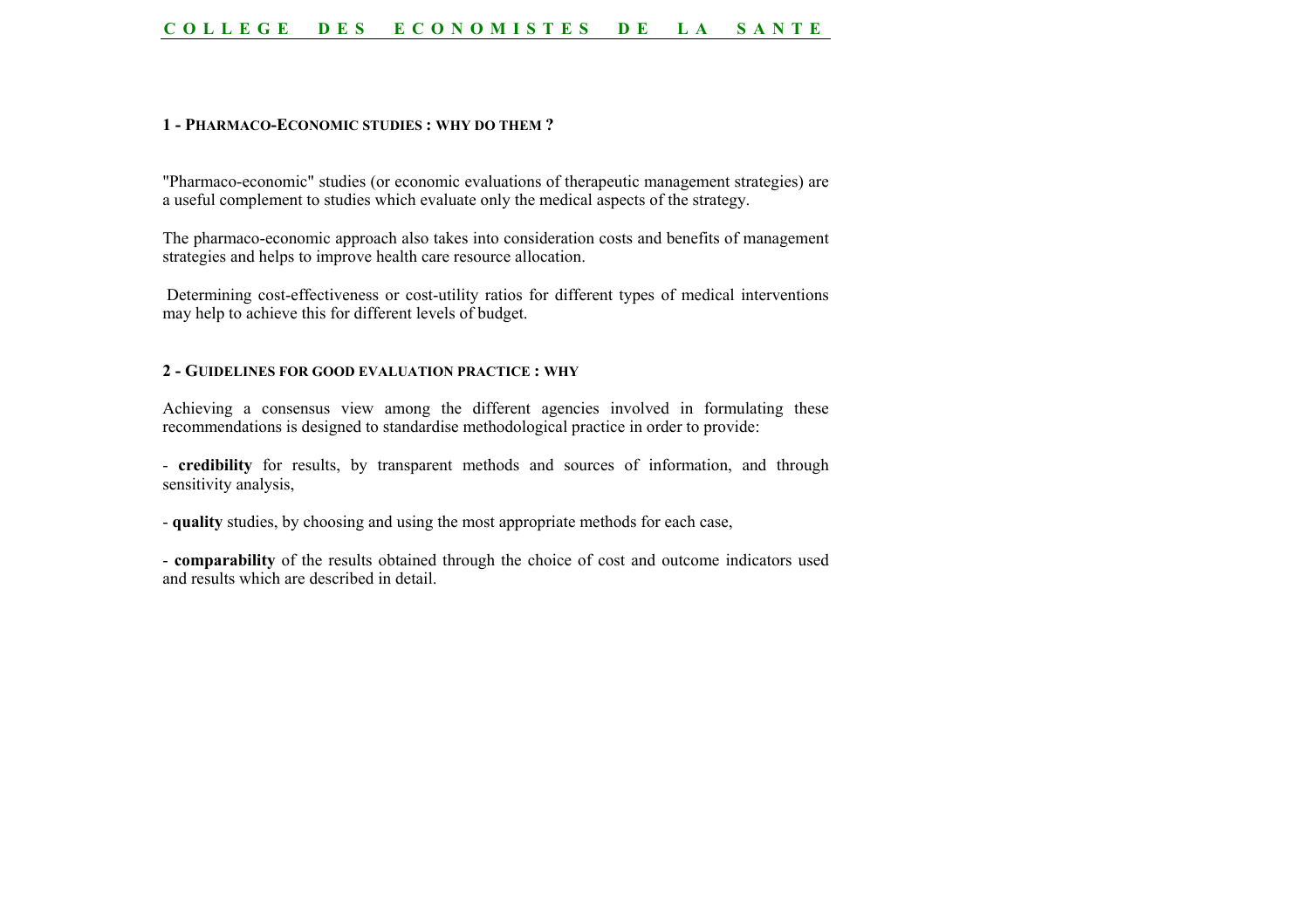## 1 - PHARMACO-ECONOMIC STUDIES : WHY DO THEM ?

"Pharmaco-economic" studies (or economic evaluations of therapeutic management strategies) are a useful complement to studies which evaluate only the medical aspects of the strategy.

The pharmaco-economic approach also takes into consideration costs and benefits of management strategies and helps to improve health care resource allocation.

Determining cost-effectiveness or cost-utility ratios for different types of medical interventions may help to achieve this for different levels of budget.

## 2 - GUIDELINES FOR GOOD EVALUATION PRACTICE : WHY

Achieving a consensus view among the different agencies involved in formulating these recommendations is designed to standardise methodological practice in order to provide:

- **credibility** for results, by transparent methods and sources of information, and through sensitivity analysis,

- **quality** studies, by choosing and using the most appropriate methods for each case,

- **comparability** of the results obtained through the choice of cost and outcome indicators used and results which are described in detail.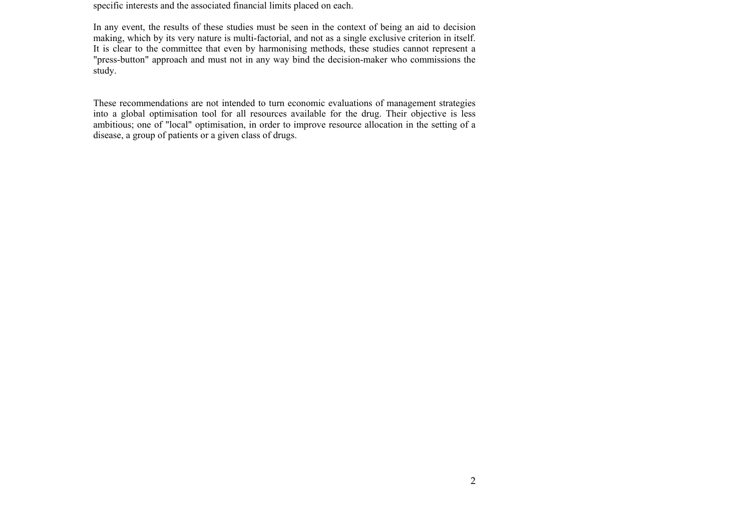specific interests and the associated financial limits placed on each.

In any event, the results of these studies must be seen in the context of being an aid to decision making, which by its very nature is multi-factorial, and not as a single exclusive criterion in itself. It is clear to the committee that even by harmonising methods, these studies cannot represent a "press-button" approach and must not in any way bind the decision-maker who commissions the study.

These recommendations are not intended to turn economic evaluations of management strategies into a global optimisation tool for all resources available for the drug. Their objective is less ambitious; one of "local" optimisation, in order to improve resource allocation in the setting of a disease, a group of patients or a given class of drugs.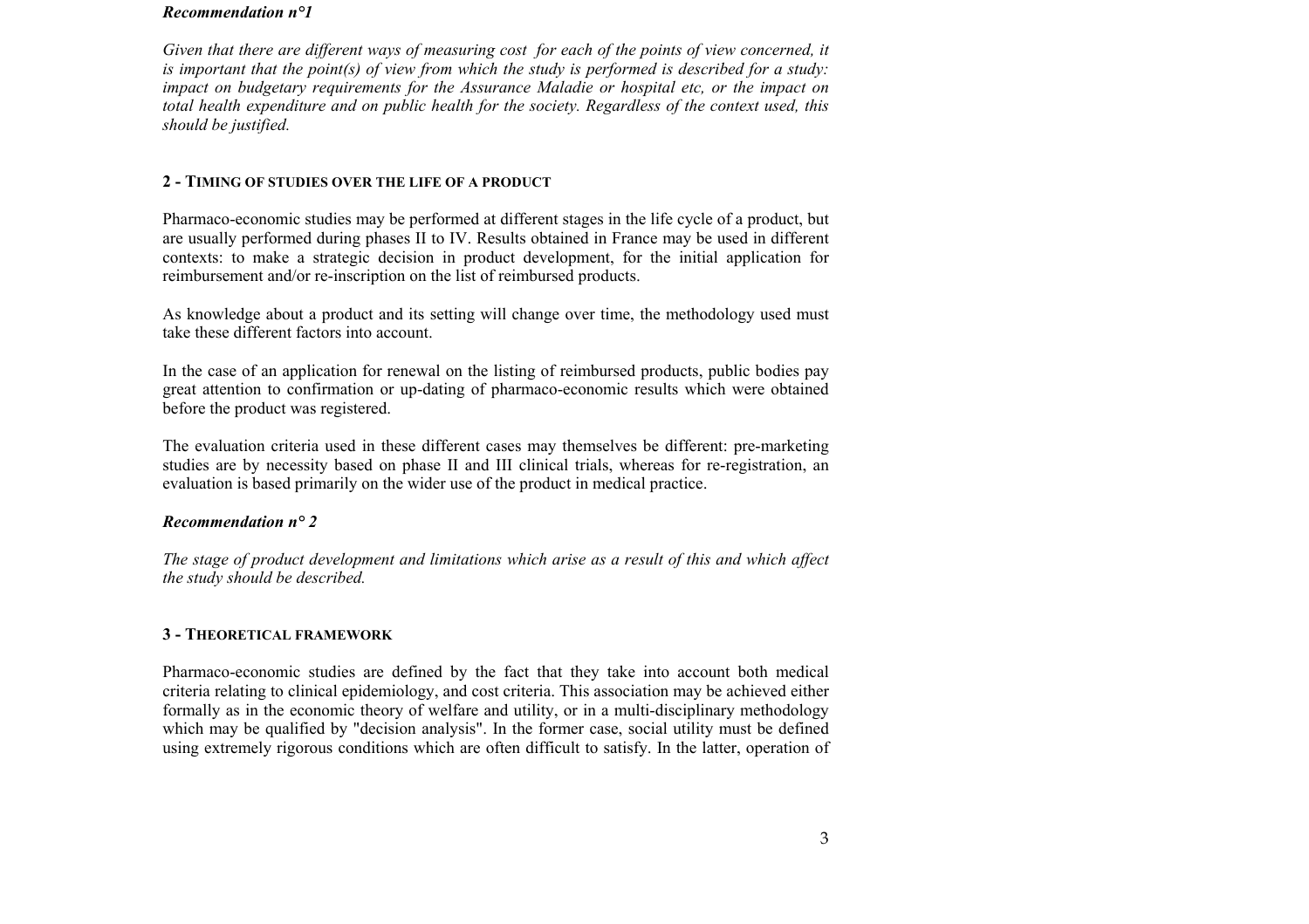***Recommendation n°1***

*Given that there are different ways of measuring cost  for each of the points of view concerned, it is important that the point(s) of view from which the study is performed is described for a study: impact on budgetary requirements for the Assurance Maladie or hospital etc, or the impact on total health expenditure and on public health for the society. Regardless of the context used, this should be justified.*

## 2 - TIMING OF STUDIES OVER THE LIFE OF A PRODUCT

Pharmaco-economic studies may be performed at different stages in the life cycle of a product, but are usually performed during phases II to IV. Results obtained in France may be used in different contexts: to make a strategic decision in product development, for the initial application for reimbursement and/or re-inscription on the list of reimbursed products.

As knowledge about a product and its setting will change over time, the methodology used must take these different factors into account.

In the case of an application for renewal on the listing of reimbursed products, public bodies pay great attention to confirmation or up-dating of pharmaco-economic results which were obtained before the product was registered.

The evaluation criteria used in these different cases may themselves be different: pre-marketing studies are by necessity based on phase II and III clinical trials, whereas for re-registration, an evaluation is based primarily on the wider use of the product in medical practice.

***Recommendation n° 2***

*The stage of product development and limitations which arise as a result of this and which affect the study should be described.*

## 3 - THEORETICAL FRAMEWORK

Pharmaco-economic studies are defined by the fact that they take into account both medical criteria relating to clinical epidemiology, and cost criteria. This association may be achieved either formally as in the economic theory of welfare and utility, or in a multi-disciplinary methodology which may be qualified by "decision analysis". In the former case, social utility must be defined using extremely rigorous conditions which are often difficult to satisfy. In the latter, operation of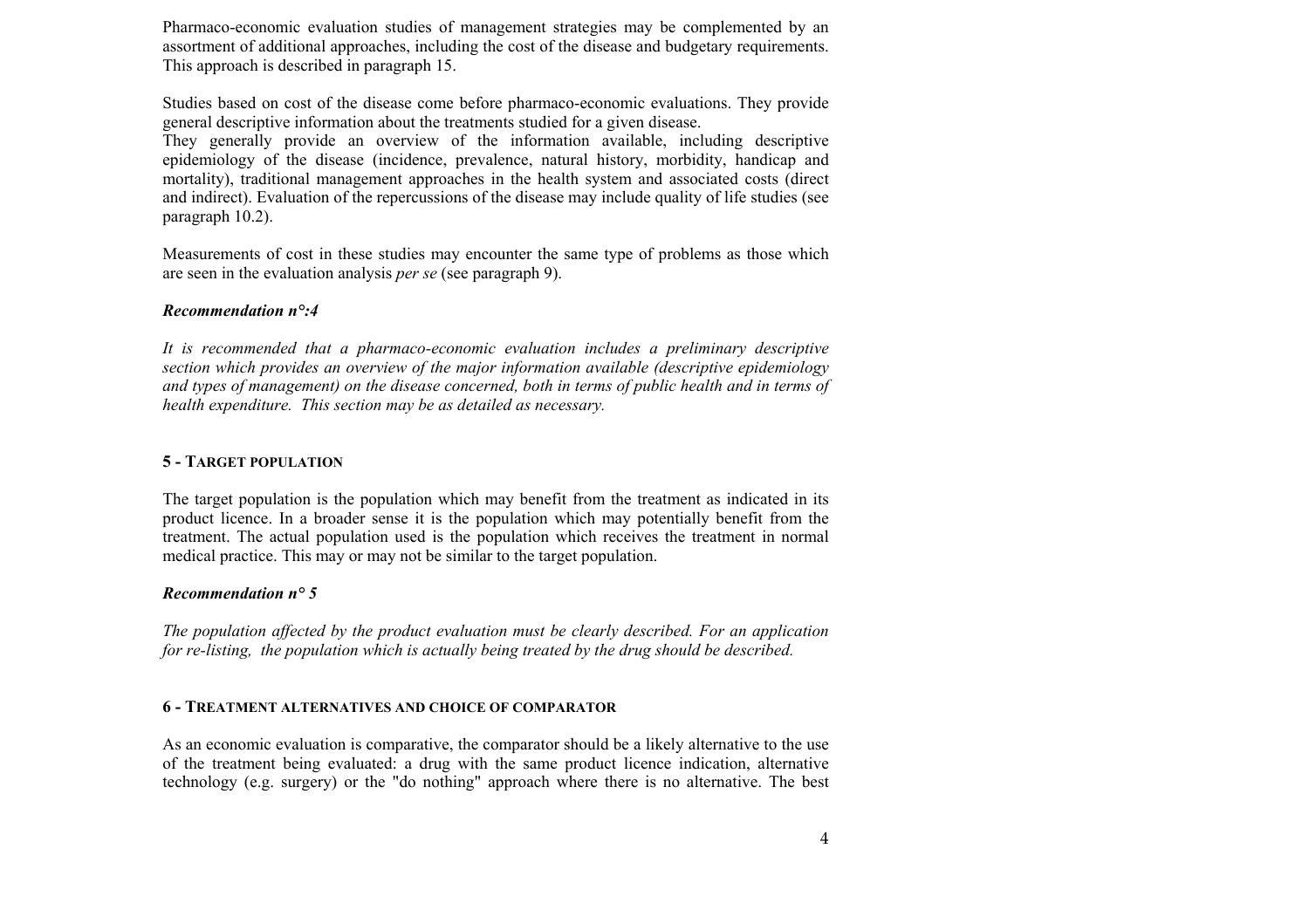Pharmaco-economic evaluation studies of management strategies may be complemented by an assortment of additional approaches, including the cost of the disease and budgetary requirements. This approach is described in paragraph 15.

Studies based on cost of the disease come before pharmaco-economic evaluations. They provide general descriptive information about the treatments studied for a given disease.
They generally provide an overview of the information available, including descriptive epidemiology of the disease (incidence, prevalence, natural history, morbidity, handicap and mortality), traditional management approaches in the health system and associated costs (direct and indirect). Evaluation of the repercussions of the disease may include quality of life studies (see paragraph 10.2).

Measurements of cost in these studies may encounter the same type of problems as those which are seen in the evaluation analysis *per se* (see paragraph 9).

***Recommendation n°:4***

*It is recommended that a pharmaco-economic evaluation includes a preliminary descriptive section which provides an overview of the major information available (descriptive epidemiology and types of management) on the disease concerned, both in terms of public health and in terms of health expenditure. This section may be as detailed as necessary.*

## 5 - Target population

The target population is the population which may benefit from the treatment as indicated in its product licence. In a broader sense it is the population which may potentially benefit from the treatment. The actual population used is the population which receives the treatment in normal medical practice. This may or may not be similar to the target population.

***Recommendation n° 5***

*The population affected by the product evaluation must be clearly described. For an application for re-listing, the population which is actually being treated by the drug should be described.*

## 6 - Treatment alternatives and choice of comparator

As an economic evaluation is comparative, the comparator should be a likely alternative to the use of the treatment being evaluated: a drug with the same product licence indication, alternative technology (e.g. surgery) or the "do nothing" approach where there is no alternative. The best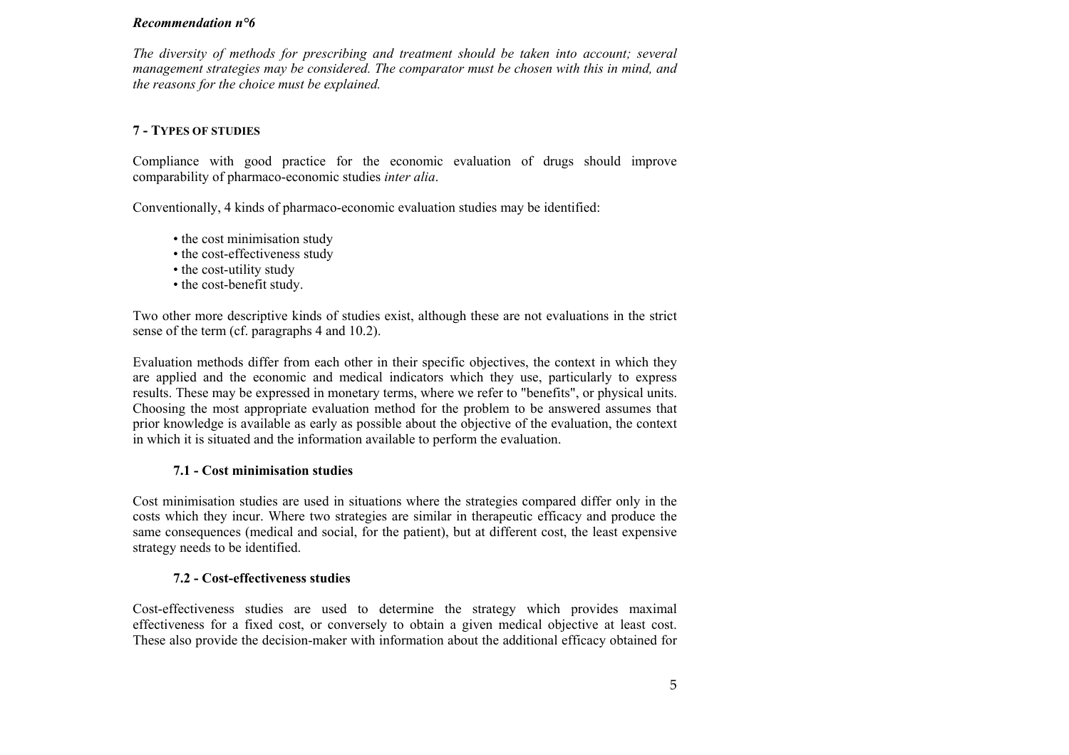***Recommendation n°6***

*The diversity of methods for prescribing and treatment should be taken into account; several management strategies may be considered. The comparator must be chosen with this in mind, and the reasons for the choice must be explained.*

## 7 - TYPES OF STUDIES

Compliance with good practice for the economic evaluation of drugs should improve comparability of pharmaco-economic studies *inter alia*.

Conventionally, 4 kinds of pharmaco-economic evaluation studies may be identified:

- the cost minimisation study
- the cost-effectiveness study
- the cost-utility study
- the cost-benefit study.

Two other more descriptive kinds of studies exist, although these are not evaluations in the strict sense of the term (cf. paragraphs 4 and 10.2).

Evaluation methods differ from each other in their specific objectives, the context in which they are applied and the economic and medical indicators which they use, particularly to express results. These may be expressed in monetary terms, where we refer to "benefits", or physical units. Choosing the most appropriate evaluation method for the problem to be answered assumes that prior knowledge is available as early as possible about the objective of the evaluation, the context in which it is situated and the information available to perform the evaluation.

### 7.1 - Cost minimisation studies

Cost minimisation studies are used in situations where the strategies compared differ only in the costs which they incur. Where two strategies are similar in therapeutic efficacy and produce the same consequences (medical and social, for the patient), but at different cost, the least expensive strategy needs to be identified.

### 7.2 - Cost-effectiveness studies

Cost-effectiveness studies are used to determine the strategy which provides maximal effectiveness for a fixed cost, or conversely to obtain a given medical objective at least cost. These also provide the decision-maker with information about the additional efficacy obtained for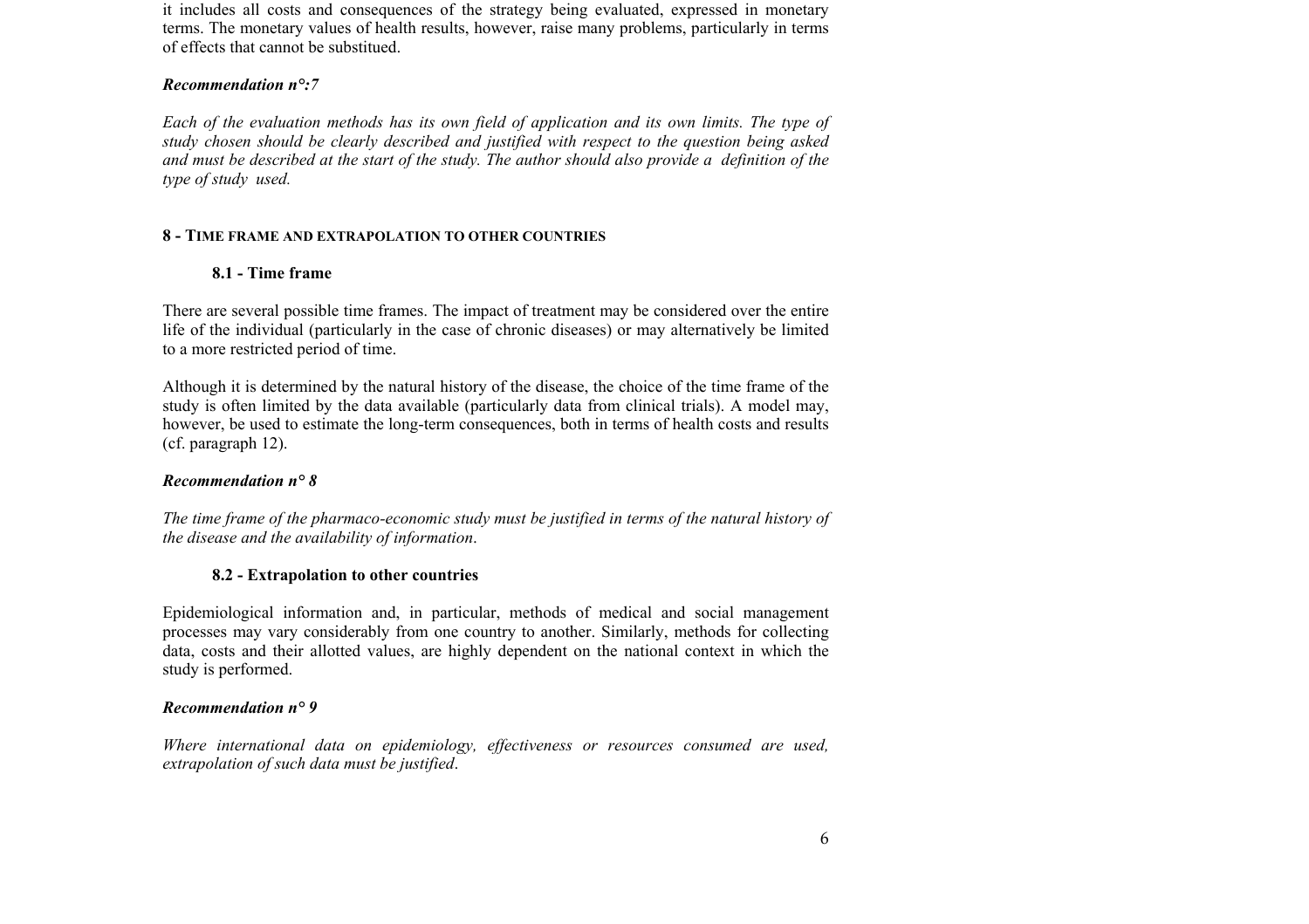it includes all costs and consequences of the strategy being evaluated, expressed in monetary terms. The monetary values of health results, however, raise many problems, particularly in terms of effects that cannot be substitued.

***Recommendation n°:7***

*Each of the evaluation methods has its own field of application and its own limits. The type of study chosen should be clearly described and justified with respect to the question being asked and must be described at the start of the study. The author should also provide a definition of the type of study used.*

## 8 - TIME FRAME AND EXTRAPOLATION TO OTHER COUNTRIES

### 8.1 - Time frame

There are several possible time frames. The impact of treatment may be considered over the entire life of the individual (particularly in the case of chronic diseases) or may alternatively be limited to a more restricted period of time.

Although it is determined by the natural history of the disease, the choice of the time frame of the study is often limited by the data available (particularly data from clinical trials). A model may, however, be used to estimate the long-term consequences, both in terms of health costs and results (cf. paragraph 12).

***Recommendation n° 8***

*The time frame of the pharmaco-economic study must be justified in terms of the natural history of the disease and the availability of information.*

### 8.2 - Extrapolation to other countries

Epidemiological information and, in particular, methods of medical and social management processes may vary considerably from one country to another. Similarly, methods for collecting data, costs and their allotted values, are highly dependent on the national context in which the study is performed.

***Recommendation n° 9***

*Where international data on epidemiology, effectiveness or resources consumed are used, extrapolation of such data must be justified.*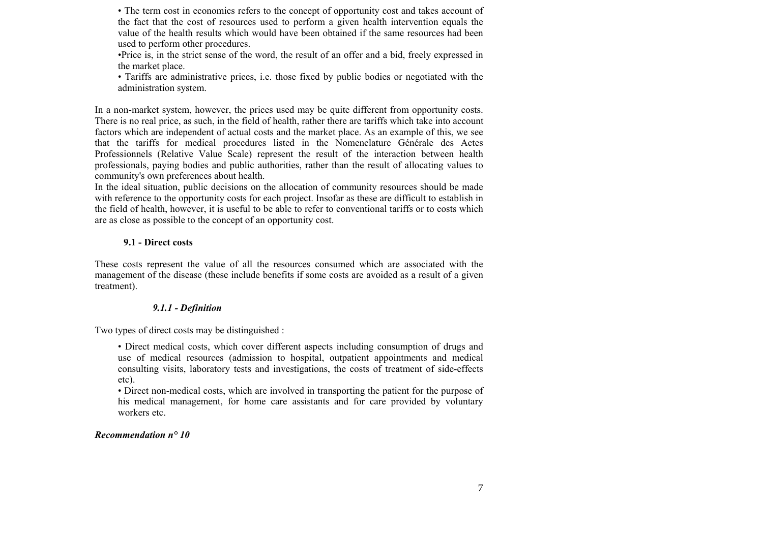- The term cost in economics refers to the concept of opportunity cost and takes account of the fact that the cost of resources used to perform a given health intervention equals the value of the health results which would have been obtained if the same resources had been used to perform other procedures.
- Price is, in the strict sense of the word, the result of an offer and a bid, freely expressed in the market place.
- Tariffs are administrative prices, i.e. those fixed by public bodies or negotiated with the administration system.

In a non-market system, however, the prices used may be quite different from opportunity costs. There is no real price, as such, in the field of health, rather there are tariffs which take into account factors which are independent of actual costs and the market place. As an example of this, we see that the tariffs for medical procedures listed in the Nomenclature Générale des Actes Professionnels (Relative Value Scale) represent the result of the interaction between health professionals, paying bodies and public authorities, rather than the result of allocating values to community's own preferences about health.

In the ideal situation, public decisions on the allocation of community resources should be made with reference to the opportunity costs for each project. Insofar as these are difficult to establish in the field of health, however, it is useful to be able to refer to conventional tariffs or to costs which are as close as possible to the concept of an opportunity cost.

## 9.1 - Direct costs

These costs represent the value of all the resources consumed which are associated with the management of the disease (these include benefits if some costs are avoided as a result of a given treatment).

### *9.1.1 - Definition*

Two types of direct costs may be distinguished :

- Direct medical costs, which cover different aspects including consumption of drugs and use of medical resources (admission to hospital, outpatient appointments and medical consulting visits, laboratory tests and investigations, the costs of treatment of side-effects etc).
- Direct non-medical costs, which are involved in transporting the patient for the purpose of his medical management, for home care assistants and for care provided by voluntary workers etc.

***Recommendation n° 10***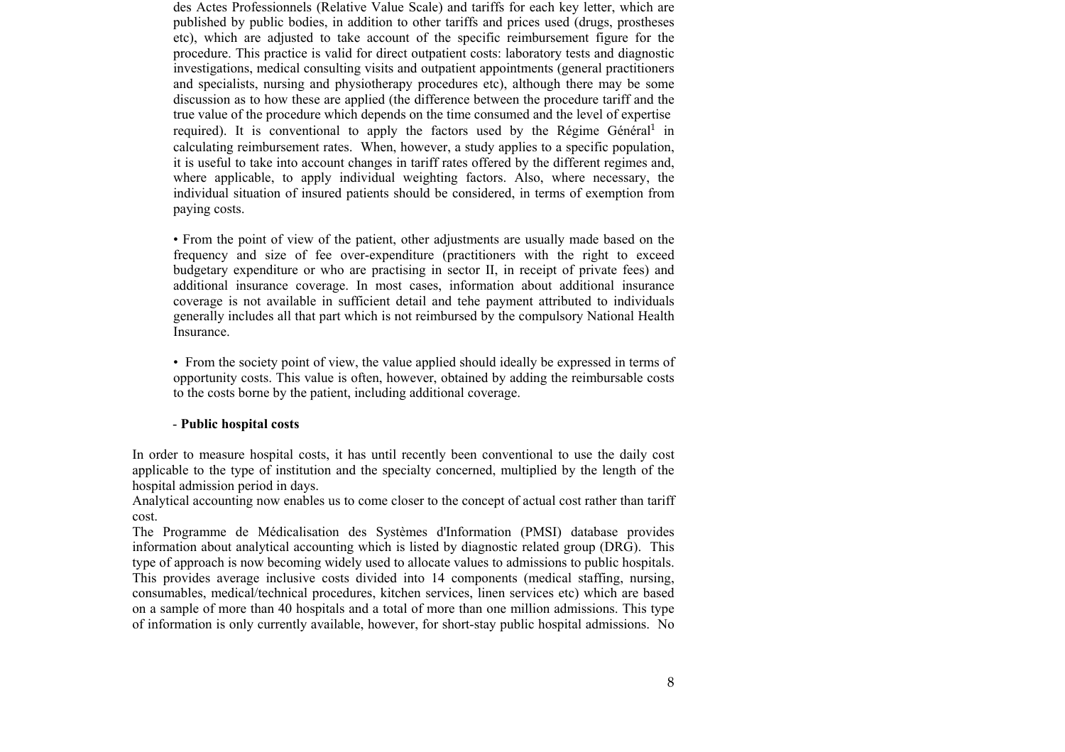des Actes Professionnels (Relative Value Scale) and tariffs for each key letter, which are published by public bodies, in addition to other tariffs and prices used (drugs, prostheses etc), which are adjusted to take account of the specific reimbursement figure for the procedure. This practice is valid for direct outpatient costs: laboratory tests and diagnostic investigations, medical consulting visits and outpatient appointments (general practitioners and specialists, nursing and physiotherapy procedures etc), although there may be some discussion as to how these are applied (the difference between the procedure tariff and the true value of the procedure which depends on the time consumed and the level of expertise required). It is conventional to apply the factors used by the Régime Général[1] in calculating reimbursement rates. When, however, a study applies to a specific population, it is useful to take into account changes in tariff rates offered by the different regimes and, where applicable, to apply individual weighting factors. Also, where necessary, the individual situation of insured patients should be considered, in terms of exemption from paying costs.

• From the point of view of the patient, other adjustments are usually made based on the frequency and size of fee over-expenditure (practitioners with the right to exceed budgetary expenditure or who are practising in sector II, in receipt of private fees) and additional insurance coverage. In most cases, information about additional insurance coverage is not available in sufficient detail and tehe payment attributed to individuals generally includes all that part which is not reimbursed by the compulsory National Health Insurance.

• From the society point of view, the value applied should ideally be expressed in terms of opportunity costs. This value is often, however, obtained by adding the reimbursable costs to the costs borne by the patient, including additional coverage.

- **Public hospital costs**

In order to measure hospital costs, it has until recently been conventional to use the daily cost applicable to the type of institution and the specialty concerned, multiplied by the length of the hospital admission period in days.
Analytical accounting now enables us to come closer to the concept of actual cost rather than tariff cost.
The Programme de Médicalisation des Systèmes d'Information (PMSI) database provides information about analytical accounting which is listed by diagnostic related group (DRG). This type of approach is now becoming widely used to allocate values to admissions to public hospitals. This provides average inclusive costs divided into 14 components (medical staffing, nursing, consumables, medical/technical procedures, kitchen services, linen services etc) which are based on a sample of more than 40 hospitals and a total of more than one million admissions. This type of information is only currently available, however, for short-stay public hospital admissions. No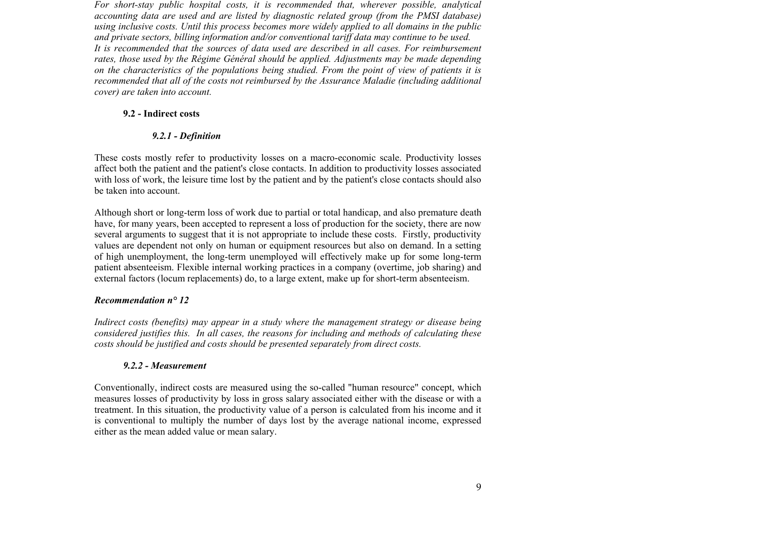*For short-stay public hospital costs, it is recommended that, wherever possible, analytical accounting data are used and are listed by diagnostic related group (from the PMSI database) using inclusive costs. Until this process becomes more widely applied to all domains in the public and private sectors, billing information and/or conventional tariff data may continue to be used.*
*It is recommended that the sources of data used are described in all cases. For reimbursement rates, those used by the Régime Général should be applied. Adjustments may be made depending on the characteristics of the populations being studied. From the point of view of patients it is recommended that all of the costs not reimbursed by the Assurance Maladie (including additional cover) are taken into account.*

### 9.2 - Indirect costs

#### *9.2.1 - Definition*

These costs mostly refer to productivity losses on a macro-economic scale. Productivity losses affect both the patient and the patient's close contacts. In addition to productivity losses associated with loss of work, the leisure time lost by the patient and by the patient's close contacts should also be taken into account.

Although short or long-term loss of work due to partial or total handicap, and also premature death have, for many years, been accepted to represent a loss of production for the society, there are now several arguments to suggest that it is not appropriate to include these costs. Firstly, productivity values are dependent not only on human or equipment resources but also on demand. In a setting of high unemployment, the long-term unemployed will effectively make up for some long-term patient absenteeism. Flexible internal working practices in a company (overtime, job sharing) and external factors (locum replacements) do, to a large extent, make up for short-term absenteeism.

***Recommendation n° 12***

*Indirect costs (benefits) may appear in a study where the management strategy or disease being considered justifies this. In all cases, the reasons for including and methods of calculating these costs should be justified and costs should be presented separately from direct costs.*

#### *9.2.2 - Measurement*

Conventionally, indirect costs are measured using the so-called "human resource" concept, which measures losses of productivity by loss in gross salary associated either with the disease or with a treatment. In this situation, the productivity value of a person is calculated from his income and it is conventional to multiply the number of days lost by the average national income, expressed either as the mean added value or mean salary.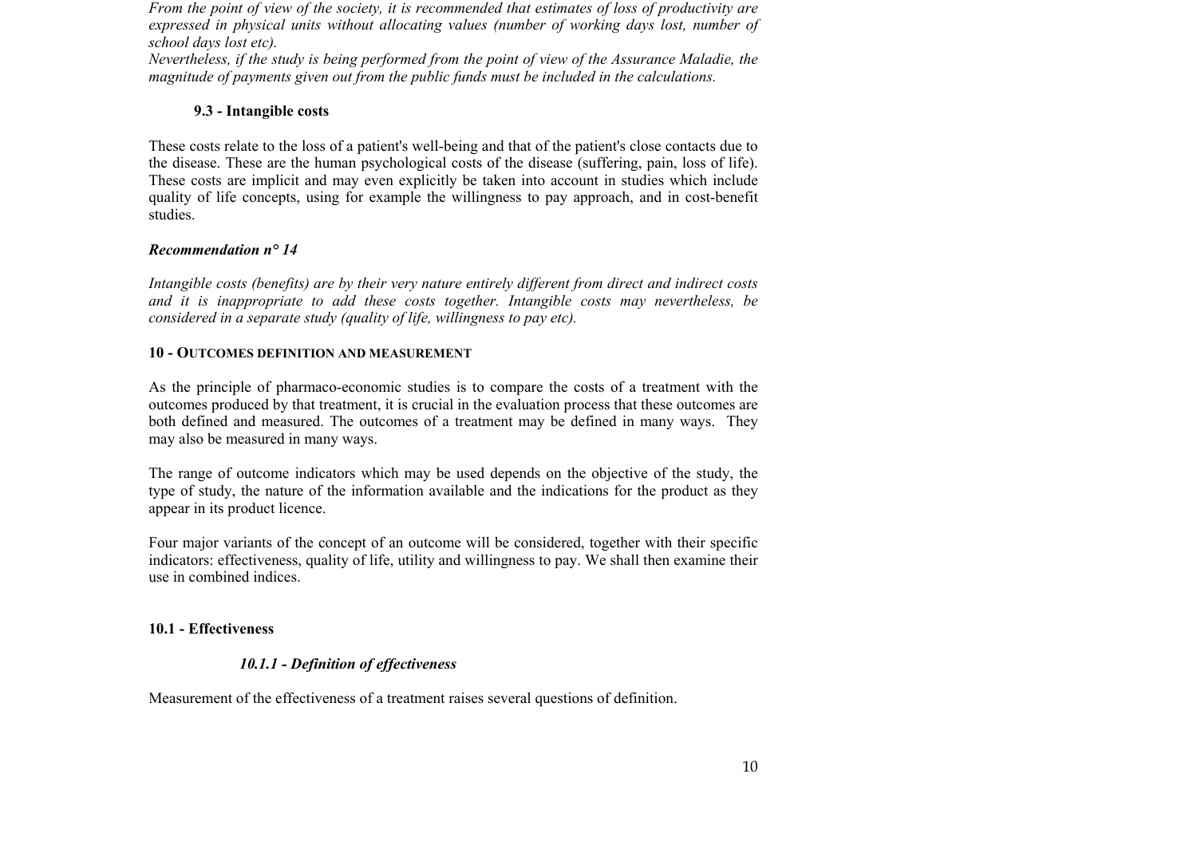*From the point of view of the society, it is recommended that estimates of loss of productivity are expressed in physical units without allocating values (number of working days lost, number of school days lost etc).*

*Nevertheless, if the study is being performed from the point of view of the Assurance Maladie, the magnitude of payments given out from the public funds must be included in the calculations.*

### 9.3 - Intangible costs

These costs relate to the loss of a patient's well-being and that of the patient's close contacts due to the disease. These are the human psychological costs of the disease (suffering, pain, loss of life). These costs are implicit and may even explicitly be taken into account in studies which include quality of life concepts, using for example the willingness to pay approach, and in cost-benefit studies.

***Recommendation n° 14***

*Intangible costs (benefits) are by their very nature entirely different from direct and indirect costs and it is inappropriate to add these costs together. Intangible costs may nevertheless, be considered in a separate study (quality of life, willingness to pay etc).*

## 10 - Outcomes definition and measurement

As the principle of pharmaco-economic studies is to compare the costs of a treatment with the outcomes produced by that treatment, it is crucial in the evaluation process that these outcomes are both defined and measured. The outcomes of a treatment may be defined in many ways. They may also be measured in many ways.

The range of outcome indicators which may be used depends on the objective of the study, the type of study, the nature of the information available and the indications for the product as they appear in its product licence.

Four major variants of the concept of an outcome will be considered, together with their specific indicators: effectiveness, quality of life, utility and willingness to pay. We shall then examine their use in combined indices.

### 10.1 - Effectiveness

#### *10.1.1 - Definition of effectiveness*

Measurement of the effectiveness of a treatment raises several questions of definition.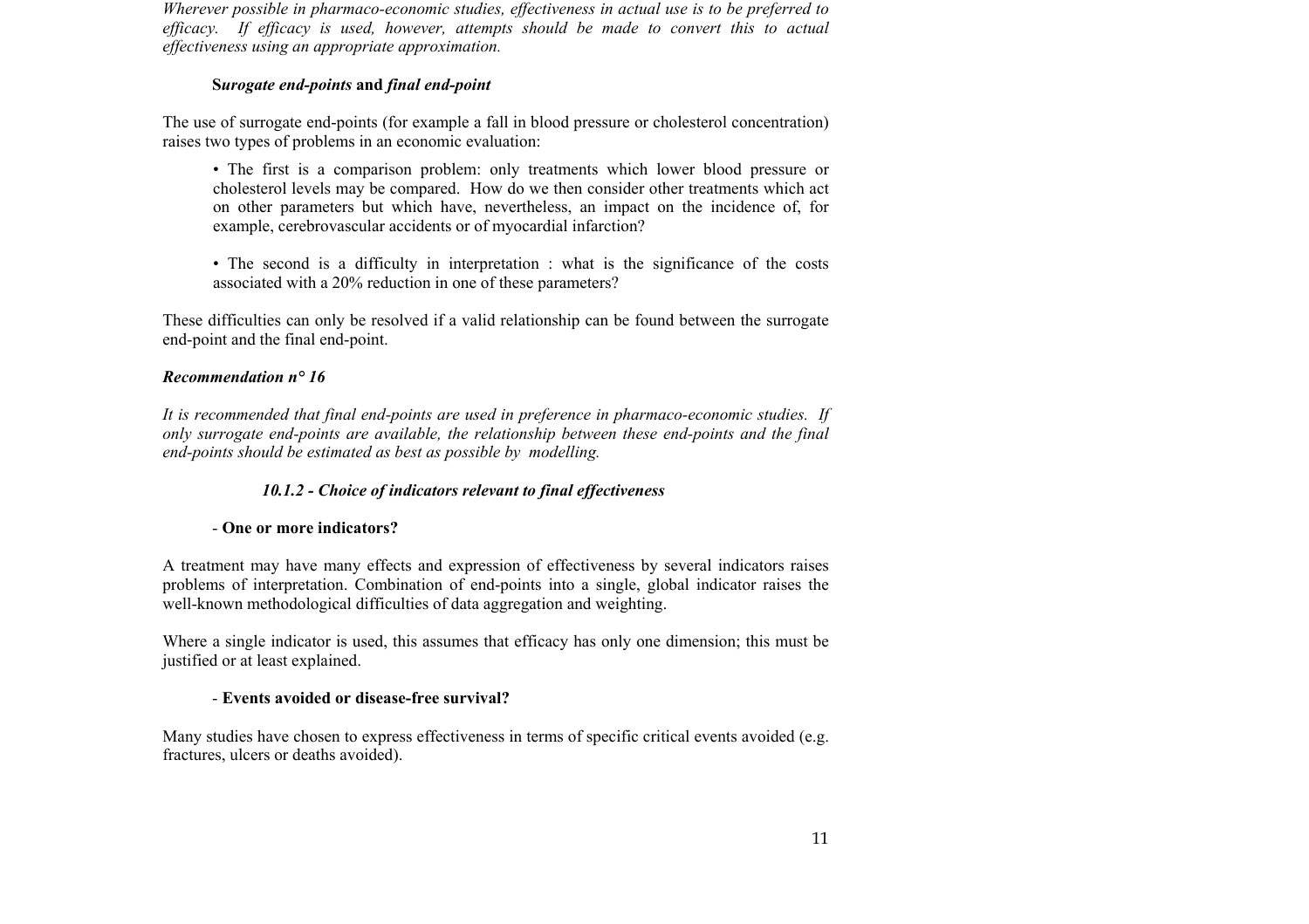*Wherever possible in pharmaco-economic studies, effectiveness in actual use is to be preferred to efficacy. If efficacy is used, however, attempts should be made to convert this to actual effectiveness using an appropriate approximation.*

**S*urogate end-points* and *final end-point***

The use of surrogate end-points (for example a fall in blood pressure or cholesterol concentration) raises two types of problems in an economic evaluation:

- The first is a comparison problem: only treatments which lower blood pressure or cholesterol levels may be compared. How do we then consider other treatments which act on other parameters but which have, nevertheless, an impact on the incidence of, for example, cerebrovascular accidents or of myocardial infarction?

- The second is a difficulty in interpretation : what is the significance of the costs associated with a 20% reduction in one of these parameters?

These difficulties can only be resolved if a valid relationship can be found between the surrogate end-point and the final end-point.

***Recommendation n° 16***

*It is recommended that final end-points are used in preference in pharmaco-economic studies. If only surrogate end-points are available, the relationship between these end-points and the final end-points should be estimated as best as possible by modelling.*

#### *10.1.2 - Choice of indicators relevant to final effectiveness*

- **One or more indicators?**

A treatment may have many effects and expression of effectiveness by several indicators raises problems of interpretation. Combination of end-points into a single, global indicator raises the well-known methodological difficulties of data aggregation and weighting.

Where a single indicator is used, this assumes that efficacy has only one dimension; this must be justified or at least explained.

- **Events avoided or disease-free survival?**

Many studies have chosen to express effectiveness in terms of specific critical events avoided (e.g. fractures, ulcers or deaths avoided).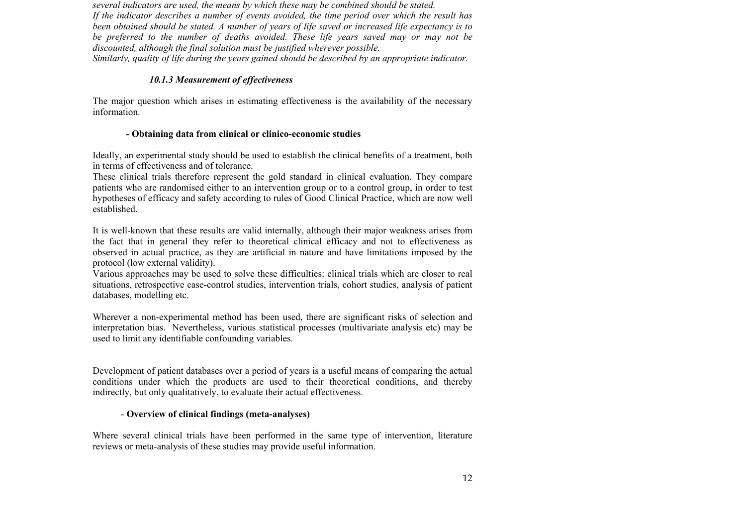*several indicators are used, the means by which these may be combined should be stated.*
*If the indicator describes a number of events avoided, the time period over which the result has been obtained should be stated. A number of years of life saved or increased life expectancy is to be preferred to the number of deaths avoided. These life years saved may or may not be discounted, although the final solution must be justified wherever possible.*
*Similarly, quality of life during the years gained should be described by an appropriate indicator.*

### *10.1.3 Measurement of effectiveness*

The major question which arises in estimating effectiveness is the availability of the necessary information.

**- Obtaining data from clinical or clinico-economic studies**

Ideally, an experimental study should be used to establish the clinical benefits of a treatment, both in terms of effectiveness and of tolerance.
These clinical trials therefore represent the gold standard in clinical evaluation. They compare patients who are randomised either to an intervention group or to a control group, in order to test hypotheses of efficacy and safety according to rules of Good Clinical Practice, which are now well established.

It is well-known that these results are valid internally, although their major weakness arises from the fact that in general they refer to theoretical clinical efficacy and not to effectiveness as observed in actual practice, as they are artificial in nature and have limitations imposed by the protocol (low external validity).
Various approaches may be used to solve these difficulties: clinical trials which are closer to real situations, retrospective case-control studies, intervention trials, cohort studies, analysis of patient databases, modelling etc.

Wherever a non-experimental method has been used, there are significant risks of selection and interpretation bias. Nevertheless, various statistical processes (multivariate analysis etc) may be used to limit any identifiable confounding variables.

Development of patient databases over a period of years is a useful means of comparing the actual conditions under which the products are used to their theoretical conditions, and thereby indirectly, but only qualitatively, to evaluate their actual effectiveness.

- **Overview of clinical findings (meta-analyses)**

Where several clinical trials have been performed in the same type of intervention, literature reviews or meta-analysis of these studies may provide useful information.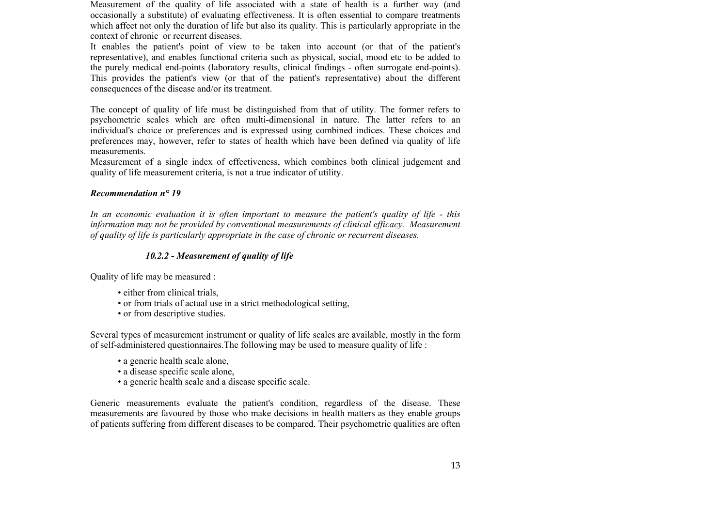Measurement of the quality of life associated with a state of health is a further way (and occasionally a substitute) of evaluating effectiveness. It is often essential to compare treatments which affect not only the duration of life but also its quality. This is particularly appropriate in the context of chronic or recurrent diseases.
It enables the patient's point of view to be taken into account (or that of the patient's representative), and enables functional criteria such as physical, social, mood etc to be added to the purely medical end-points (laboratory results, clinical findings - often surrogate end-points). This provides the patient's view (or that of the patient's representative) about the different consequences of the disease and/or its treatment.

The concept of quality of life must be distinguished from that of utility. The former refers to psychometric scales which are often multi-dimensional in nature. The latter refers to an individual's choice or preferences and is expressed using combined indices. These choices and preferences may, however, refer to states of health which have been defined via quality of life measurements.
Measurement of a single index of effectiveness, which combines both clinical judgement and quality of life measurement criteria, is not a true indicator of utility.

***Recommendation n° 19***

*In an economic evaluation it is often important to measure the patient's quality of life - this information may not be provided by conventional measurements of clinical efficacy. Measurement of quality of life is particularly appropriate in the case of chronic or recurrent diseases.*

### *10.2.2 - Measurement of quality of life*

Quality of life may be measured :

- either from clinical trials,
- or from trials of actual use in a strict methodological setting,
- or from descriptive studies.

Several types of measurement instrument or quality of life scales are available, mostly in the form of self-administered questionnaires.The following may be used to measure quality of life :

- a generic health scale alone,
- a disease specific scale alone,
- a generic health scale and a disease specific scale.

Generic measurements evaluate the patient's condition, regardless of the disease. These measurements are favoured by those who make decisions in health matters as they enable groups of patients suffering from different diseases to be compared. Their psychometric qualities are often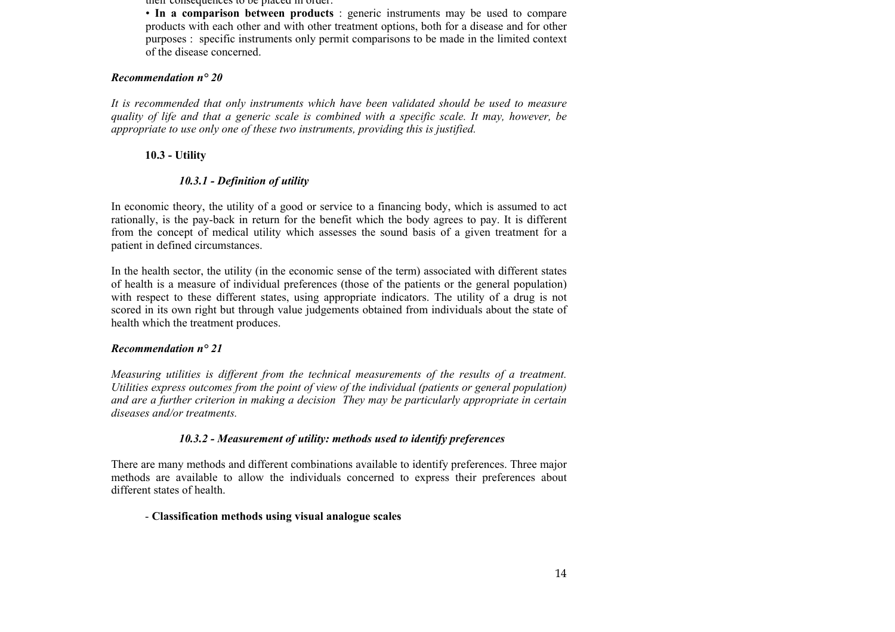their consequences to be placed in order.

• **In a comparison between products** : generic instruments may be used to compare products with each other and with other treatment options, both for a disease and for other purposes : specific instruments only permit comparisons to be made in the limited context of the disease concerned.

***Recommendation n° 20***

*It is recommended that only instruments which have been validated should be used to measure quality of life and that a generic scale is combined with a specific scale. It may, however, be appropriate to use only one of these two instruments, providing this is justified.*

### 10.3 - Utility

#### *10.3.1 - Definition of utility*

In economic theory, the utility of a good or service to a financing body, which is assumed to act rationally, is the pay-back in return for the benefit which the body agrees to pay. It is different from the concept of medical utility which assesses the sound basis of a given treatment for a patient in defined circumstances.

In the health sector, the utility (in the economic sense of the term) associated with different states of health is a measure of individual preferences (those of the patients or the general population) with respect to these different states, using appropriate indicators. The utility of a drug is not scored in its own right but through value judgements obtained from individuals about the state of health which the treatment produces.

***Recommendation n° 21***

*Measuring utilities is different from the technical measurements of the results of a treatment. Utilities express outcomes from the point of view of the individual (patients or general population) and are a further criterion in making a decision They may be particularly appropriate in certain diseases and/or treatments.*

#### *10.3.2 - Measurement of utility: methods used to identify preferences*

There are many methods and different combinations available to identify preferences. Three major methods are available to allow the individuals concerned to express their preferences about different states of health.

- **Classification methods using visual analogue scales**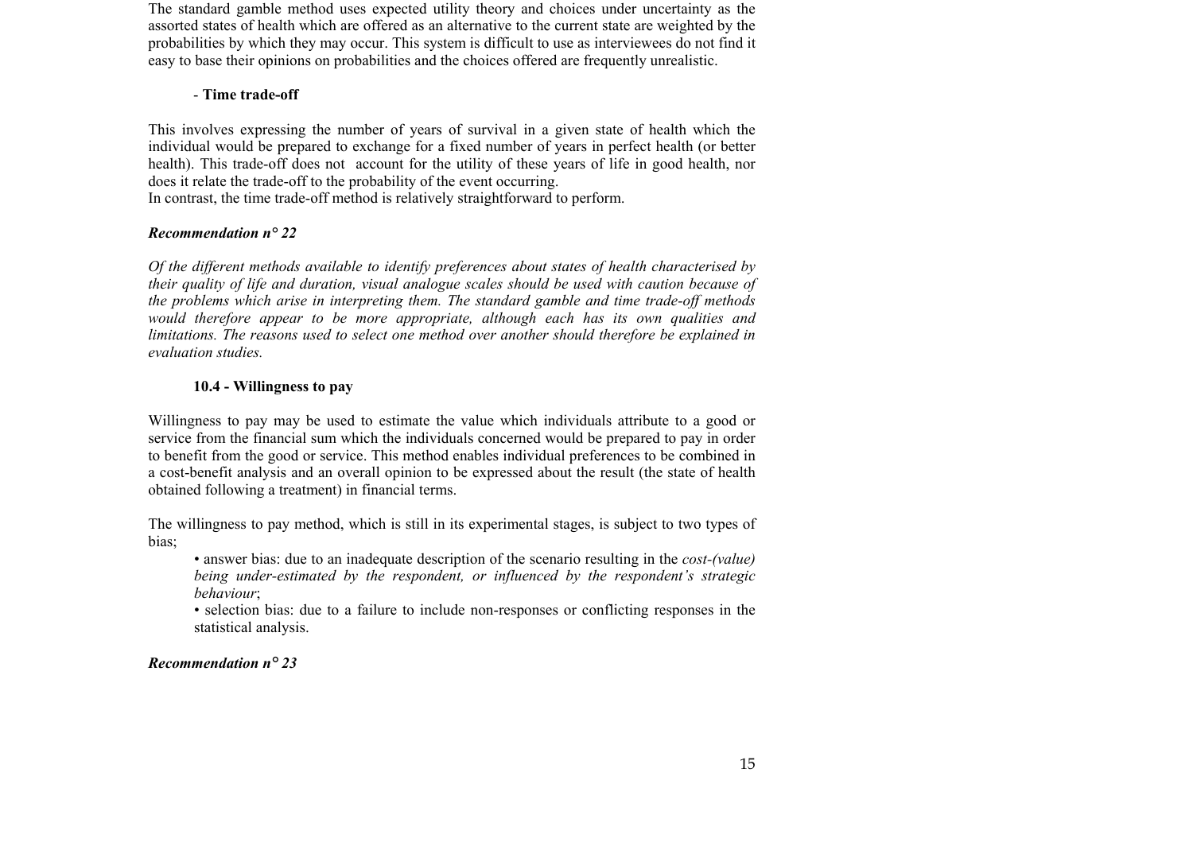The standard gamble method uses expected utility theory and choices under uncertainty as the assorted states of health which are offered as an alternative to the current state are weighted by the probabilities by which they may occur. This system is difficult to use as interviewees do not find it easy to base their opinions on probabilities and the choices offered are frequently unrealistic.

- **Time trade-off**

This involves expressing the number of years of survival in a given state of health which the individual would be prepared to exchange for a fixed number of years in perfect health (or better health). This trade-off does not account for the utility of these years of life in good health, nor does it relate the trade-off to the probability of the event occurring.
In contrast, the time trade-off method is relatively straightforward to perform.

***Recommendation n° 22***

*Of the different methods available to identify preferences about states of health characterised by their quality of life and duration, visual analogue scales should be used with caution because of the problems which arise in interpreting them. The standard gamble and time trade-off methods would therefore appear to be more appropriate, although each has its own qualities and limitations. The reasons used to select one method over another should therefore be explained in evaluation studies.*

### 10.4 - Willingness to pay

Willingness to pay may be used to estimate the value which individuals attribute to a good or service from the financial sum which the individuals concerned would be prepared to pay in order to benefit from the good or service. This method enables individual preferences to be combined in a cost-benefit analysis and an overall opinion to be expressed about the result (the state of health obtained following a treatment) in financial terms.

The willingness to pay method, which is still in its experimental stages, is subject to two types of bias;

- answer bias: due to an inadequate description of the scenario resulting in the *cost-(value) being under-estimated by the respondent, or influenced by the respondent's strategic behaviour*;
- selection bias: due to a failure to include non-responses or conflicting responses in the statistical analysis.

***Recommendation n° 23***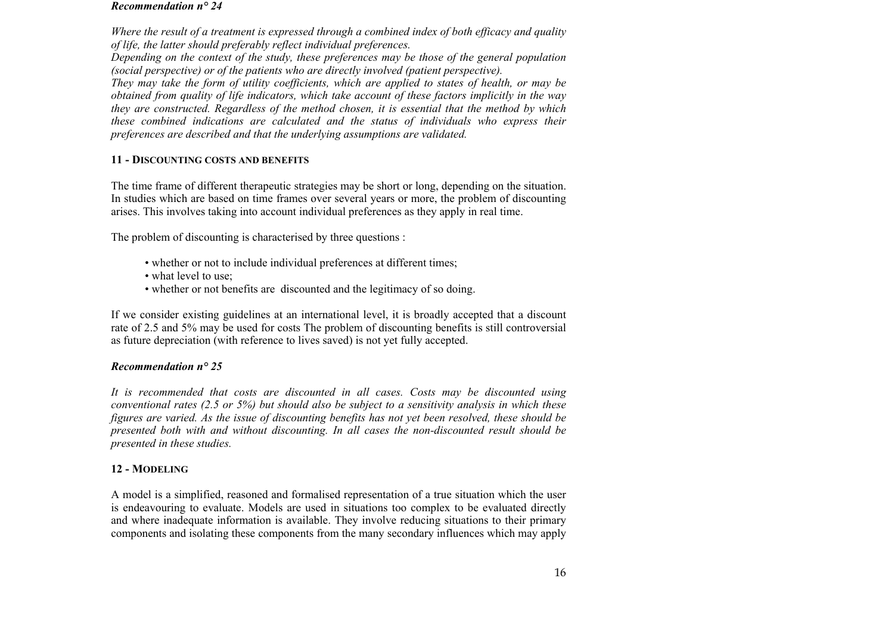***Recommendation n° 24***

*Where the result of a treatment is expressed through a combined index of both efficacy and quality of life, the latter should preferably reflect individual preferences.*
*Depending on the context of the study, these preferences may be those of the general population (social perspective) or of the patients who are directly involved (patient perspective).*
*They may take the form of utility coefficients, which are applied to states of health, or may be obtained from quality of life indicators, which take account of these factors implicitly in the way they are constructed. Regardless of the method chosen, it is essential that the method by which these combined indications are calculated and the status of individuals who express their preferences are described and that the underlying assumptions are validated.*

## 11 - DISCOUNTING COSTS AND BENEFITS

The time frame of different therapeutic strategies may be short or long, depending on the situation. In studies which are based on time frames over several years or more, the problem of discounting arises. This involves taking into account individual preferences as they apply in real time.

The problem of discounting is characterised by three questions :

- whether or not to include individual preferences at different times;
- what level to use;
- whether or not benefits are discounted and the legitimacy of so doing.

If we consider existing guidelines at an international level, it is broadly accepted that a discount rate of 2.5 and 5% may be used for costs The problem of discounting benefits is still controversial as future depreciation (with reference to lives saved) is not yet fully accepted.

***Recommendation n° 25***

*It is recommended that costs are discounted in all cases. Costs may be discounted using conventional rates (2.5 or 5%) but should also be subject to a sensitivity analysis in which these figures are varied. As the issue of discounting benefits has not yet been resolved, these should be presented both with and without discounting. In all cases the non-discounted result should be presented in these studies.*

## 12 - MODELING

A model is a simplified, reasoned and formalised representation of a true situation which the user is endeavouring to evaluate. Models are used in situations too complex to be evaluated directly and where inadequate information is available. They involve reducing situations to their primary components and isolating these components from the many secondary influences which may apply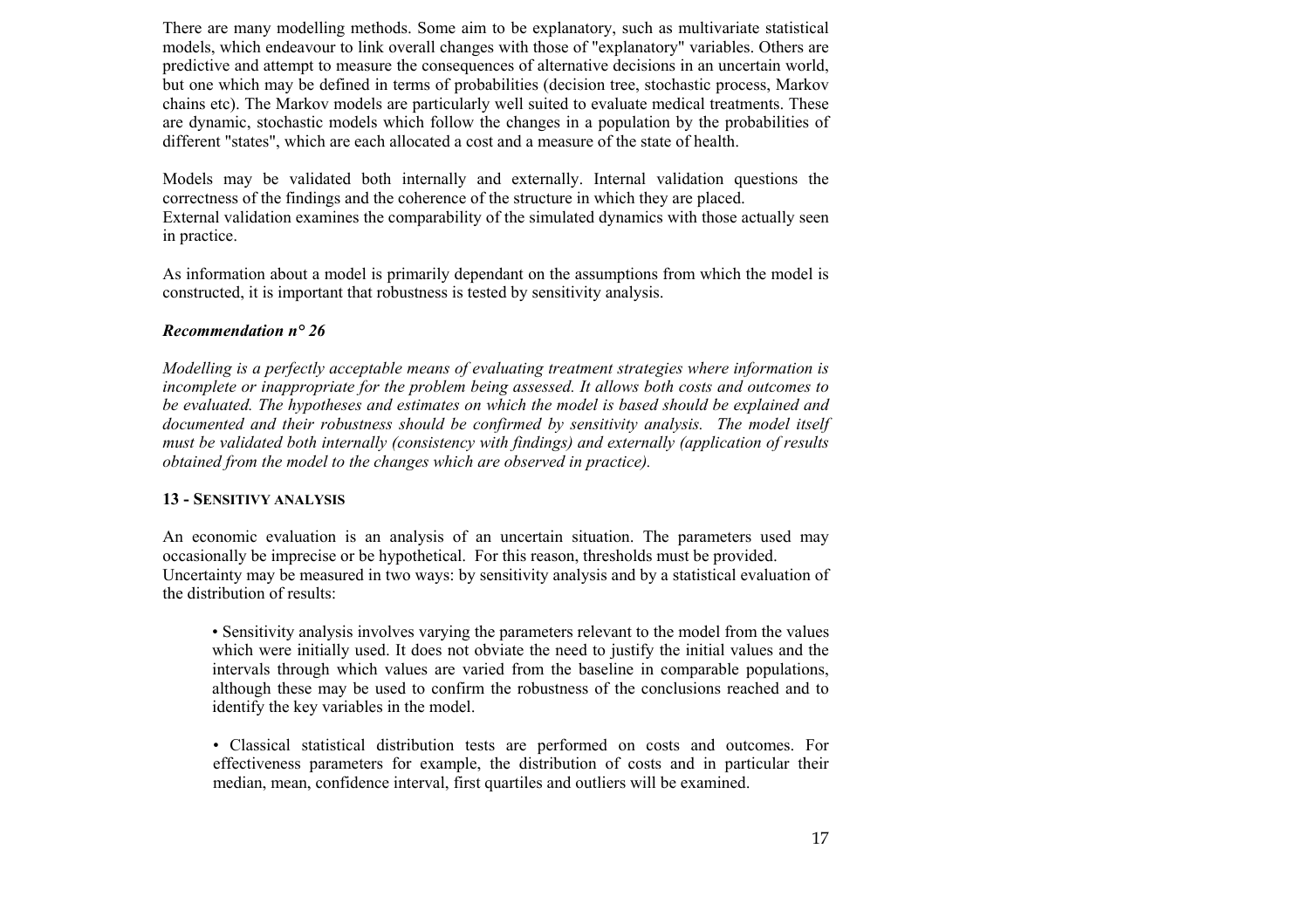There are many modelling methods. Some aim to be explanatory, such as multivariate statistical models, which endeavour to link overall changes with those of "explanatory" variables. Others are predictive and attempt to measure the consequences of alternative decisions in an uncertain world, but one which may be defined in terms of probabilities (decision tree, stochastic process, Markov chains etc). The Markov models are particularly well suited to evaluate medical treatments. These are dynamic, stochastic models which follow the changes in a population by the probabilities of different "states", which are each allocated a cost and a measure of the state of health.

Models may be validated both internally and externally. Internal validation questions the correctness of the findings and the coherence of the structure in which they are placed.
External validation examines the comparability of the simulated dynamics with those actually seen in practice.

As information about a model is primarily dependant on the assumptions from which the model is constructed, it is important that robustness is tested by sensitivity analysis.

***Recommendation n° 26***

*Modelling is a perfectly acceptable means of evaluating treatment strategies where information is incomplete or inappropriate for the problem being assessed. It allows both costs and outcomes to be evaluated. The hypotheses and estimates on which the model is based should be explained and documented and their robustness should be confirmed by sensitivity analysis. The model itself must be validated both internally (consistency with findings) and externally (application of results obtained from the model to the changes which are observed in practice).*

## 13 - SENSITIVY ANALYSIS

An economic evaluation is an analysis of an uncertain situation. The parameters used may occasionally be imprecise or be hypothetical. For this reason, thresholds must be provided.
Uncertainty may be measured in two ways: by sensitivity analysis and by a statistical evaluation of the distribution of results:

- Sensitivity analysis involves varying the parameters relevant to the model from the values which were initially used. It does not obviate the need to justify the initial values and the intervals through which values are varied from the baseline in comparable populations, although these may be used to confirm the robustness of the conclusions reached and to identify the key variables in the model.

- Classical statistical distribution tests are performed on costs and outcomes. For effectiveness parameters for example, the distribution of costs and in particular their median, mean, confidence interval, first quartiles and outliers will be examined.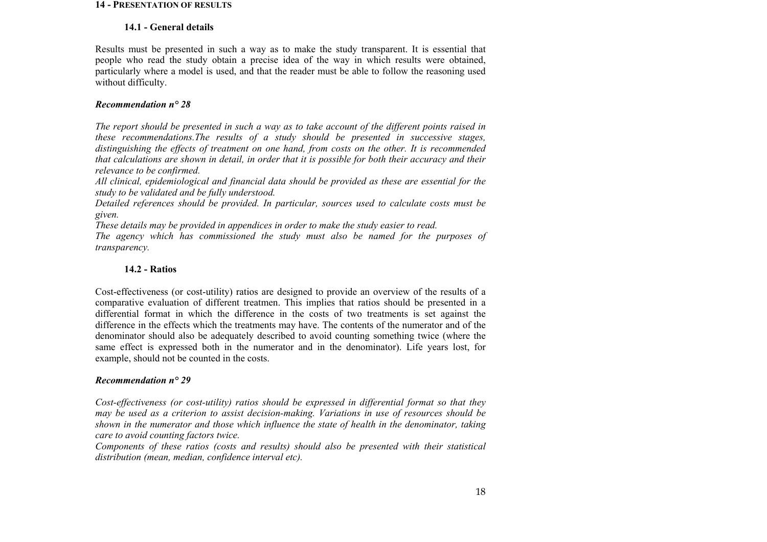## 14 - Presentation of results

### 14.1 - General details

Results must be presented in such a way as to make the study transparent. It is essential that people who read the study obtain a precise idea of the way in which results were obtained, particularly where a model is used, and that the reader must be able to follow the reasoning used without difficulty.

***Recommendation n° 28***

*The report should be presented in such a way as to take account of the different points raised in these recommendations.The results of a study should be presented in successive stages, distinguishing the effects of treatment on one hand, from costs on the other. It is recommended that calculations are shown in detail, in order that it is possible for both their accuracy and their relevance to be confirmed.*

*All clinical, epidemiological and financial data should be provided as these are essential for the study to be validated and be fully understood.*

*Detailed references should be provided. In particular, sources used to calculate costs must be given.*

*These details may be provided in appendices in order to make the study easier to read.*

*The agency which has commissioned the study must also be named for the purposes of transparency.*

### 14.2 - Ratios

Cost-effectiveness (or cost-utility) ratios are designed to provide an overview of the results of a comparative evaluation of different treatmen. This implies that ratios should be presented in a differential format in which the difference in the costs of two treatments is set against the difference in the effects which the treatments may have. The contents of the numerator and of the denominator should also be adequately described to avoid counting something twice (where the same effect is expressed both in the numerator and in the denominator). Life years lost, for example, should not be counted in the costs.

***Recommendation n° 29***

*Cost-effectiveness (or cost-utility) ratios should be expressed in differential format so that they may be used as a criterion to assist decision-making. Variations in use of resources should be shown in the numerator and those which influence the state of health in the denominator, taking care to avoid counting factors twice.*

*Components of these ratios (costs and results) should also be presented with their statistical distribution (mean, median, confidence interval etc).*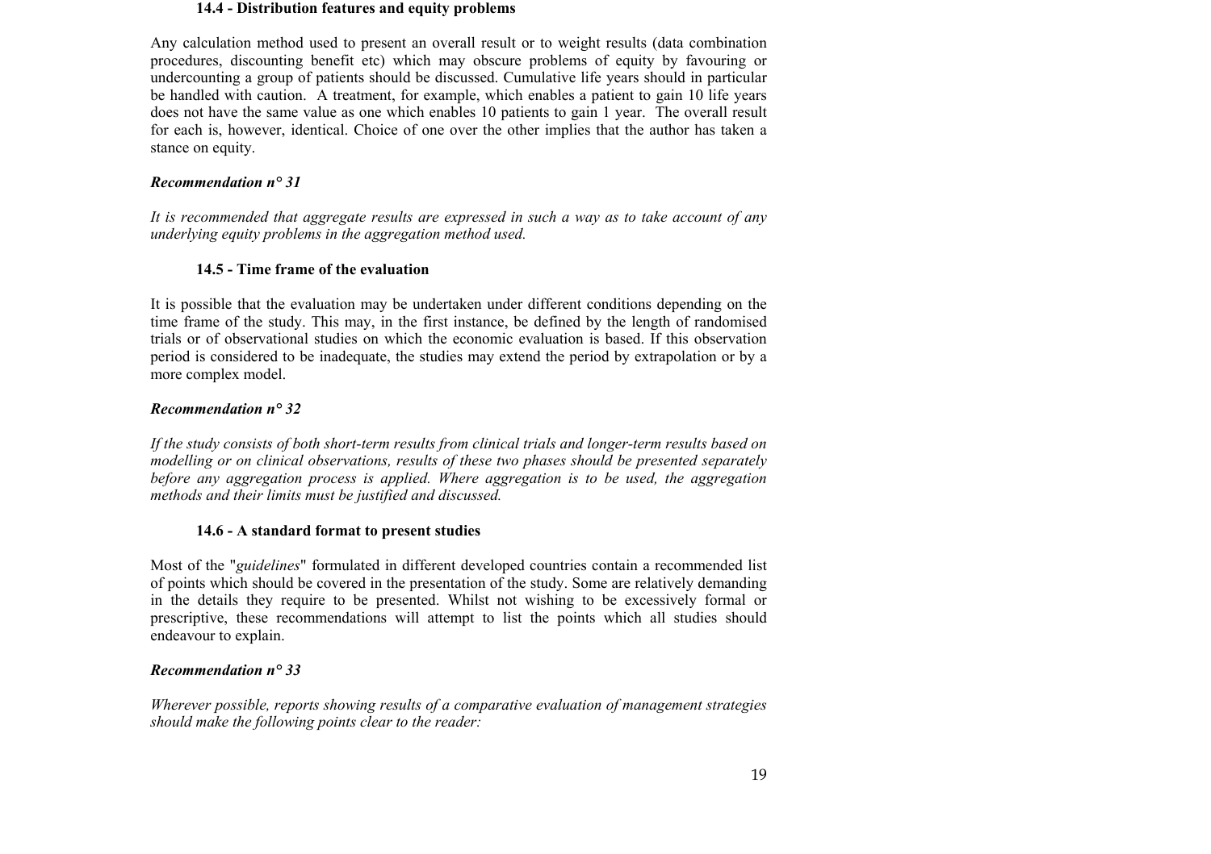### 14.4 - Distribution features and equity problems

Any calculation method used to present an overall result or to weight results (data combination procedures, discounting benefit etc) which may obscure problems of equity by favouring or undercounting a group of patients should be discussed. Cumulative life years should in particular be handled with caution. A treatment, for example, which enables a patient to gain 10 life years does not have the same value as one which enables 10 patients to gain 1 year. The overall result for each is, however, identical. Choice of one over the other implies that the author has taken a stance on equity.

***Recommendation n° 31***

*It is recommended that aggregate results are expressed in such a way as to take account of any underlying equity problems in the aggregation method used.*

### 14.5 - Time frame of the evaluation

It is possible that the evaluation may be undertaken under different conditions depending on the time frame of the study. This may, in the first instance, be defined by the length of randomised trials or of observational studies on which the economic evaluation is based. If this observation period is considered to be inadequate, the studies may extend the period by extrapolation or by a more complex model.

***Recommendation n° 32***

*If the study consists of both short-term results from clinical trials and longer-term results based on modelling or on clinical observations, results of these two phases should be presented separately before any aggregation process is applied. Where aggregation is to be used, the aggregation methods and their limits must be justified and discussed.*

### 14.6 - A standard format to present studies

Most of the "*guidelines*" formulated in different developed countries contain a recommended list of points which should be covered in the presentation of the study. Some are relatively demanding in the details they require to be presented. Whilst not wishing to be excessively formal or prescriptive, these recommendations will attempt to list the points which all studies should endeavour to explain.

***Recommendation n° 33***

*Wherever possible, reports showing results of a comparative evaluation of management strategies should make the following points clear to the reader:*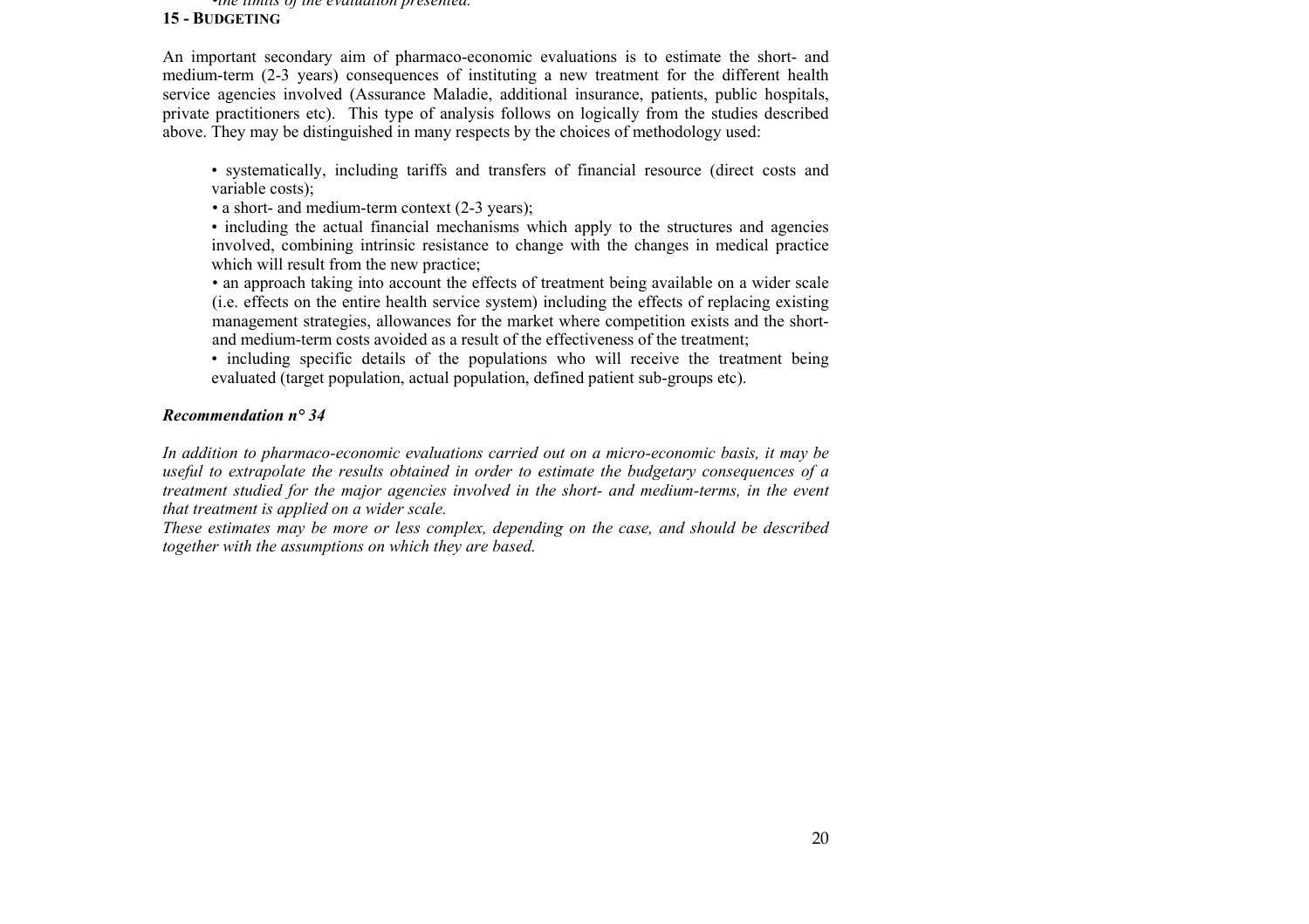•*the limits of the evaluation presented.*

## 15 - BUDGETING

An important secondary aim of pharmaco-economic evaluations is to estimate the short- and medium-term (2-3 years) consequences of instituting a new treatment for the different health service agencies involved (Assurance Maladie, additional insurance, patients, public hospitals, private practitioners etc). This type of analysis follows on logically from the studies described above. They may be distinguished in many respects by the choices of methodology used:

- systematically, including tariffs and transfers of financial resource (direct costs and variable costs);
- a short- and medium-term context (2-3 years);
- including the actual financial mechanisms which apply to the structures and agencies involved, combining intrinsic resistance to change with the changes in medical practice which will result from the new practice;
- an approach taking into account the effects of treatment being available on a wider scale (i.e. effects on the entire health service system) including the effects of replacing existing management strategies, allowances for the market where competition exists and the short- and medium-term costs avoided as a result of the effectiveness of the treatment;
- including specific details of the populations who will receive the treatment being evaluated (target population, actual population, defined patient sub-groups etc).

***Recommendation n° 34***

*In addition to pharmaco-economic evaluations carried out on a micro-economic basis, it may be useful to extrapolate the results obtained in order to estimate the budgetary consequences of a treatment studied for the major agencies involved in the short- and medium-terms, in the event that treatment is applied on a wider scale.*
*These estimates may be more or less complex, depending on the case, and should be described together with the assumptions on which they are based.*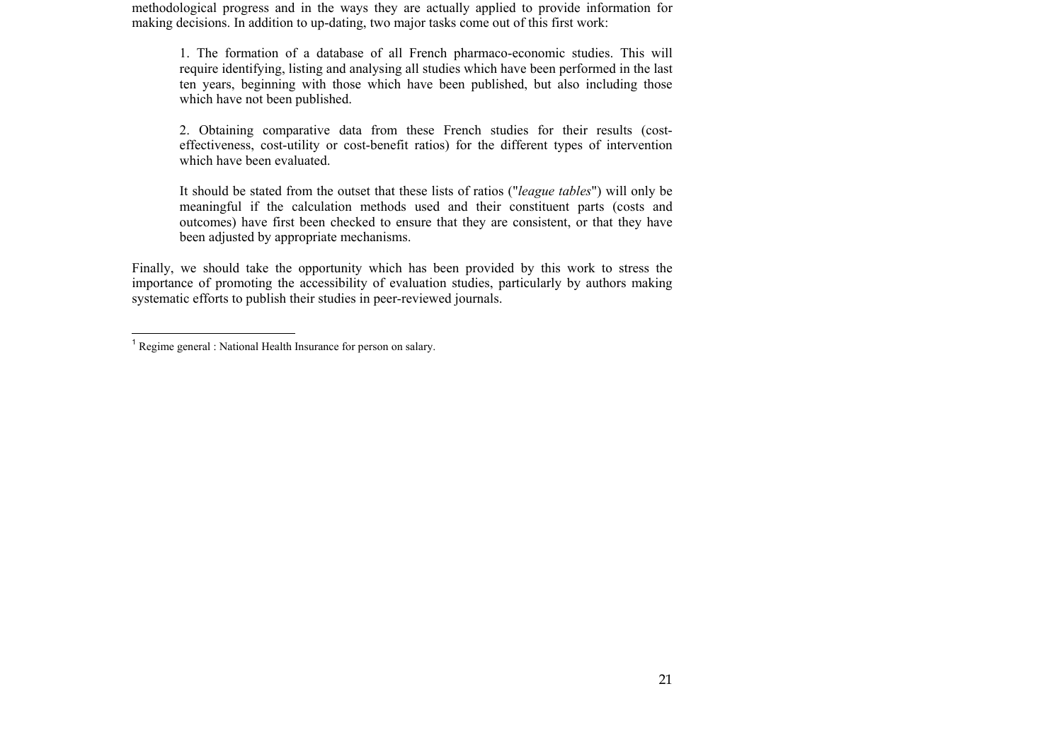methodological progress and in the ways they are actually applied to provide information for making decisions. In addition to up-dating, two major tasks come out of this first work:

> 1. The formation of a database of all French pharmaco-economic studies. This will require identifying, listing and analysing all studies which have been performed in the last ten years, beginning with those which have been published, but also including those which have not been published.
>
> 2. Obtaining comparative data from these French studies for their results (cost-effectiveness, cost-utility or cost-benefit ratios) for the different types of intervention which have been evaluated.
>
> It should be stated from the outset that these lists of ratios ("*league tables*") will only be meaningful if the calculation methods used and their constituent parts (costs and outcomes) have first been checked to ensure that they are consistent, or that they have been adjusted by appropriate mechanisms.

Finally, we should take the opportunity which has been provided by this work to stress the importance of promoting the accessibility of evaluation studies, particularly by authors making systematic efforts to publish their studies in peer-reviewed journals.

---

[1] Regime general : National Health Insurance for person on salary.